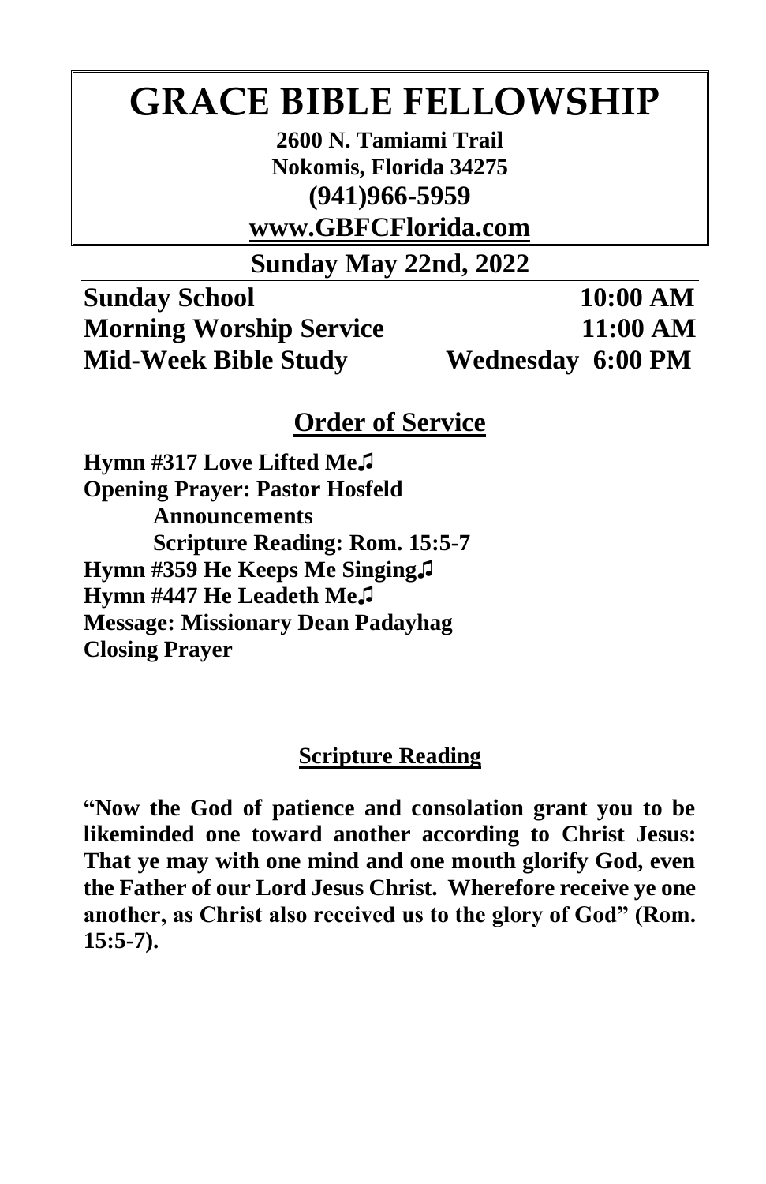# GRACE BIBLE FELLOWSHIP

**2600 N. Tamiami Trail**
**Nokomis, Florida 34275**
**(941)966-5959**
**www.GBFCFlorida.com**

## Sunday May 22nd, 2022

| | |
|---|---|
| **Sunday School** | **10:00 AM** |
| **Morning Worship Service** | **11:00 AM** |
| **Mid-Week Bible Study** | **Wednesday 6:00 PM** |

## Order of Service

**Hymn #317 Love Lifted Me♫**
**Opening Prayer: Pastor Hosfeld**
**Announcements**
**Scripture Reading: Rom. 15:5-7**
**Hymn #359 He Keeps Me Singing♫**
**Hymn #447 He Leadeth Me♫**
**Message: Missionary Dean Padayhag**
**Closing Prayer**

### Scripture Reading

**"Now the God of patience and consolation grant you to be likeminded one toward another according to Christ Jesus: That ye may with one mind and one mouth glorify God, even the Father of our Lord Jesus Christ. Wherefore receive ye one another, as Christ also received us to the glory of God" (Rom. 15:5-7).**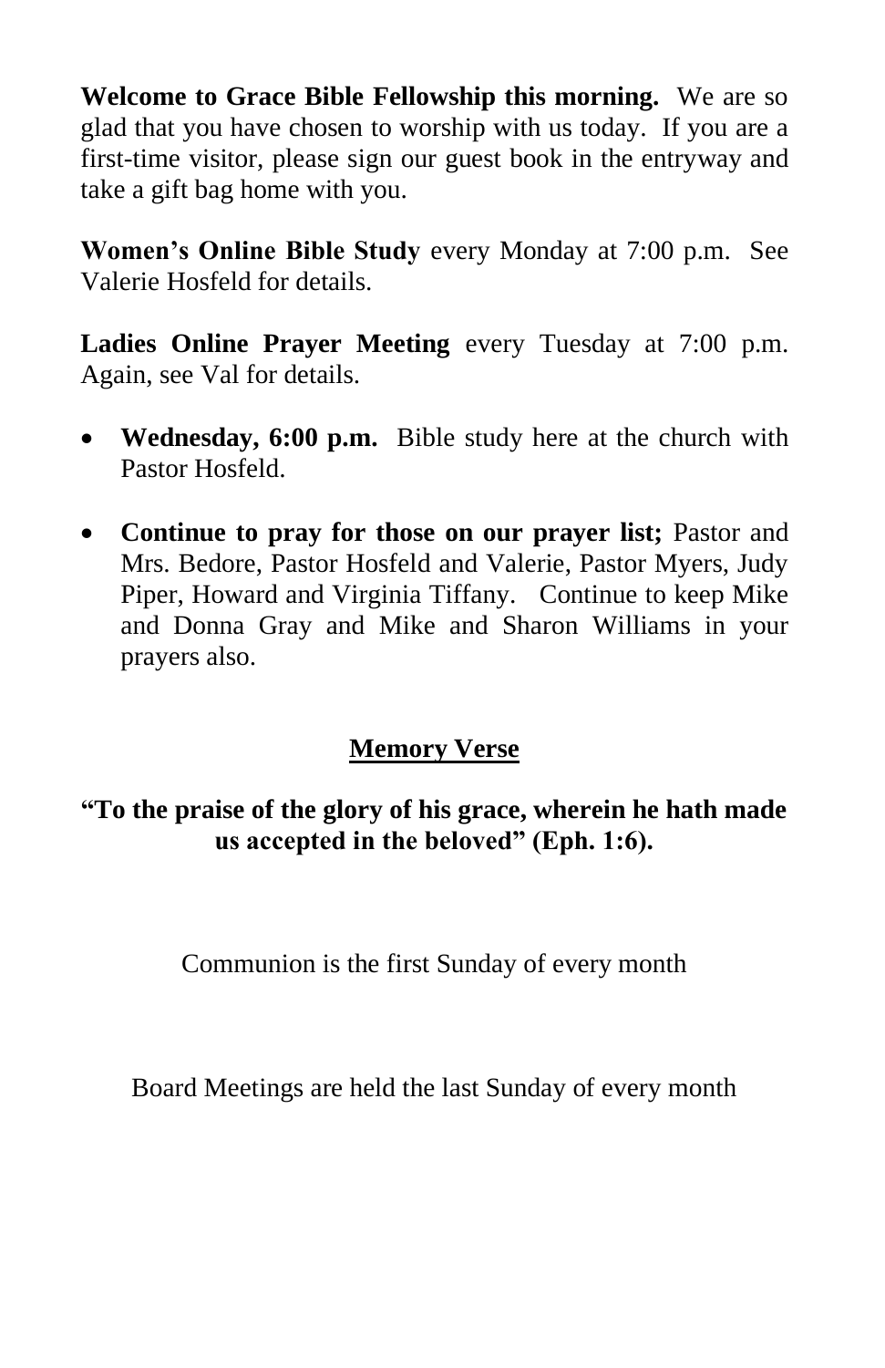**Welcome to Grace Bible Fellowship this morning.** We are so glad that you have chosen to worship with us today. If you are a first-time visitor, please sign our guest book in the entryway and take a gift bag home with you.

**Women's Online Bible Study** every Monday at 7:00 p.m. See Valerie Hosfeld for details.

**Ladies Online Prayer Meeting** every Tuesday at 7:00 p.m. Again, see Val for details.

- **Wednesday, 6:00 p.m.** Bible study here at the church with Pastor Hosfeld.
- **Continue to pray for those on our prayer list;** Pastor and Mrs. Bedore, Pastor Hosfeld and Valerie, Pastor Myers, Judy Piper, Howard and Virginia Tiffany. Continue to keep Mike and Donna Gray and Mike and Sharon Williams in your prayers also.

## Memory Verse

**"To the praise of the glory of his grace, wherein he hath made us accepted in the beloved" (Eph. 1:6).**

Communion is the first Sunday of every month

Board Meetings are held the last Sunday of every month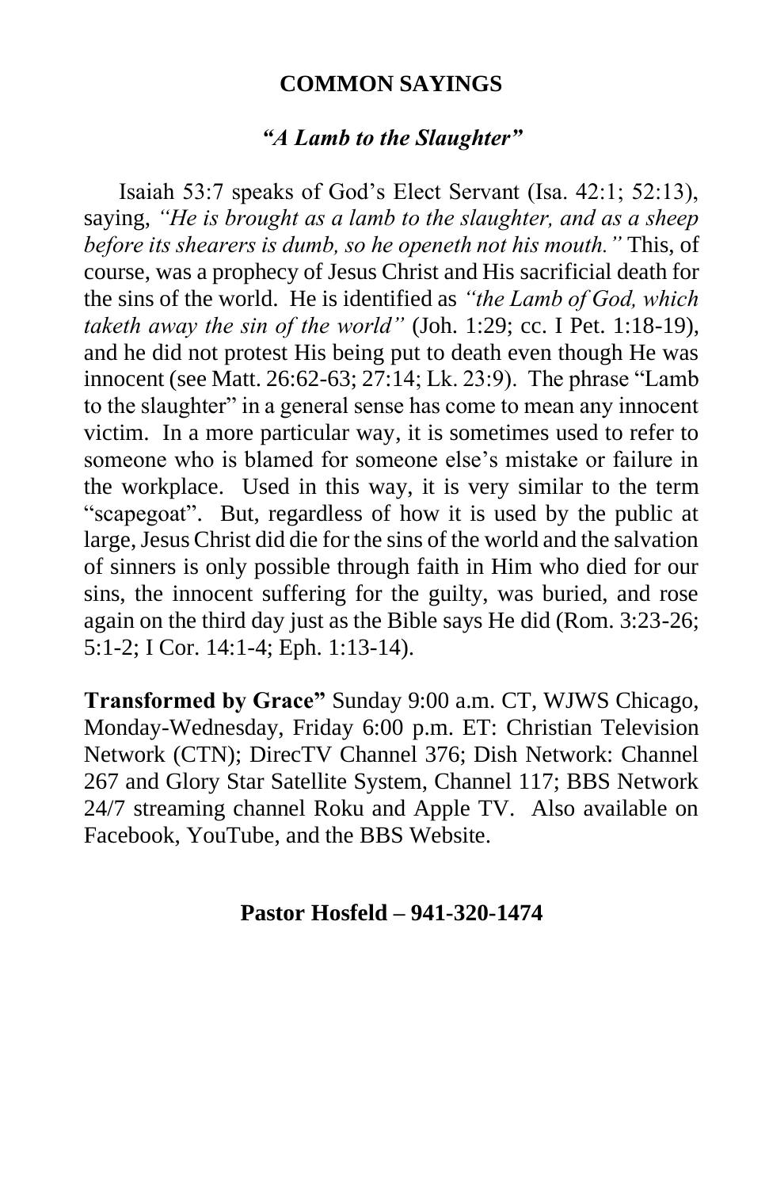**COMMON SAYINGS**

***"A Lamb to the Slaughter"***

Isaiah 53:7 speaks of God's Elect Servant (Isa. 42:1; 52:13), saying, *"He is brought as a lamb to the slaughter, and as a sheep before its shearers is dumb, so he openeth not his mouth."* This, of course, was a prophecy of Jesus Christ and His sacrificial death for the sins of the world. He is identified as *"the Lamb of God, which taketh away the sin of the world"* (Joh. 1:29; cc. I Pet. 1:18-19), and he did not protest His being put to death even though He was innocent (see Matt. 26:62-63; 27:14; Lk. 23:9). The phrase "Lamb to the slaughter" in a general sense has come to mean any innocent victim. In a more particular way, it is sometimes used to refer to someone who is blamed for someone else's mistake or failure in the workplace. Used in this way, it is very similar to the term "scapegoat". But, regardless of how it is used by the public at large, Jesus Christ did die for the sins of the world and the salvation of sinners is only possible through faith in Him who died for our sins, the innocent suffering for the guilty, was buried, and rose again on the third day just as the Bible says He did (Rom. 3:23-26; 5:1-2; I Cor. 14:1-4; Eph. 1:13-14).

**Transformed by Grace"** Sunday 9:00 a.m. CT, WJWS Chicago, Monday-Wednesday, Friday 6:00 p.m. ET: Christian Television Network (CTN); DirecTV Channel 376; Dish Network: Channel 267 and Glory Star Satellite System, Channel 117; BBS Network 24/7 streaming channel Roku and Apple TV. Also available on Facebook, YouTube, and the BBS Website.

**Pastor Hosfeld – 941-320-1474**